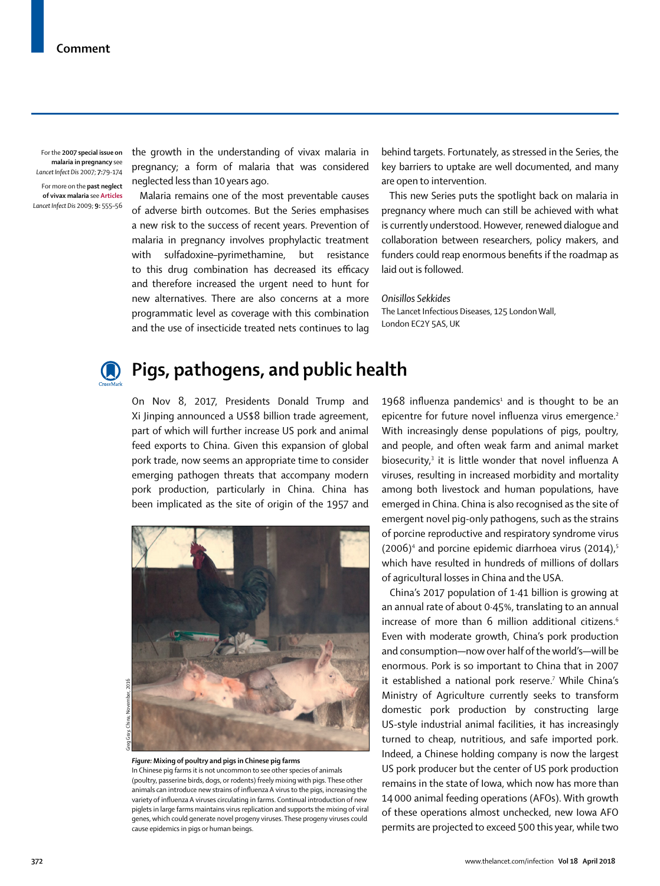## Comment

the growth in the understanding of vivax malaria in pregnancy; a form of malaria that was considered neglected less than 10 years ago.

Malaria remains one of the most preventable causes of adverse birth outcomes. But the Series emphasises a new risk to the success of recent years. Prevention of malaria in pregnancy involves prophylactic treatment with sulfadoxine–pyrimethamine, but resistance to this drug combination has decreased its efficacy and therefore increased the urgent need to hunt for new alternatives. There are also concerns at a more programmatic level as coverage with this combination and the use of insecticide treated nets continues to lag behind targets. Fortunately, as stressed in the Series, the key barriers to uptake are well documented, and many are open to intervention.

This new Series puts the spotlight back on malaria in pregnancy where much can still be achieved with what is currently understood. However, renewed dialogue and collaboration between researchers, policy makers, and funders could reap enormous benefits if the roadmap as laid out is followed.

*Onisillos Sekkides*
The Lancet Infectious Diseases, 125 London Wall, London EC2Y 5AS, UK

For the **2007 special issue on malaria in pregnancy** see *Lancet Infect Dis* 2007; **7:** 79–174

For more on the **past neglect of vivax malaria** see **Articles** *Lancet Infect Dis* 2009; **9:** 555–56

# Pigs, pathogens, and public health

On Nov 8, 2017, Presidents Donald Trump and Xi Jinping announced a US$8 billion trade agreement, part of which will further increase US pork and animal feed exports to China. Given this expansion of global pork trade, now seems an appropriate time to consider emerging pathogen threats that accompany modern pork production, particularly in China. China has been implicated as the site of origin of the 1957 and 1968 influenza pandemics[1] and is thought to be an epicentre for future novel influenza virus emergence.[2] With increasingly dense populations of pigs, poultry, and people, and often weak farm and animal market biosecurity,[3] it is little wonder that novel influenza A viruses, resulting in increased morbidity and mortality among both livestock and human populations, have emerged in China. China is also recognised as the site of emergent novel pig-only pathogens, such as the strains of porcine reproductive and respiratory syndrome virus (2006)[4] and porcine epidemic diarrhoea virus (2014),[5] which have resulted in hundreds of millions of dollars of agricultural losses in China and the USA.

China's 2017 population of 1·41 billion is growing at an annual rate of about 0·45%, translating to an annual increase of more than 6 million additional citizens.[6] Even with moderate growth, China's pork production and consumption—now over half of the world's—will be enormous. Pork is so important to China that in 2007 it established a national pork reserve.[7] While China's Ministry of Agriculture currently seeks to transform domestic pork production by constructing large US-style industrial animal facilities, it has increasingly turned to cheap, nutritious, and safe imported pork. Indeed, a Chinese holding company is now the largest US pork producer but the center of US pork production remains in the state of Iowa, which now has more than 14 000 animal feeding operations (AFOs). With growth of these operations almost unchecked, new Iowa AFO permits are projected to exceed 500 this year, while two

Greg Gray, China, November, 2016

***Figure:*** **Mixing of poultry and pigs in Chinese pig farms**
In Chinese pig farms it is not uncommon to see other species of animals (poultry, passerine birds, dogs, or rodents) freely mixing with pigs. These other animals can introduce new strains of influenza A virus to the pigs, increasing the variety of influenza A viruses circulating in farms. Continual introduction of new piglets in large farms maintains virus replication and supports the mixing of viral genes, which could generate novel progeny viruses. These progeny viruses could cause epidemics in pigs or human beings.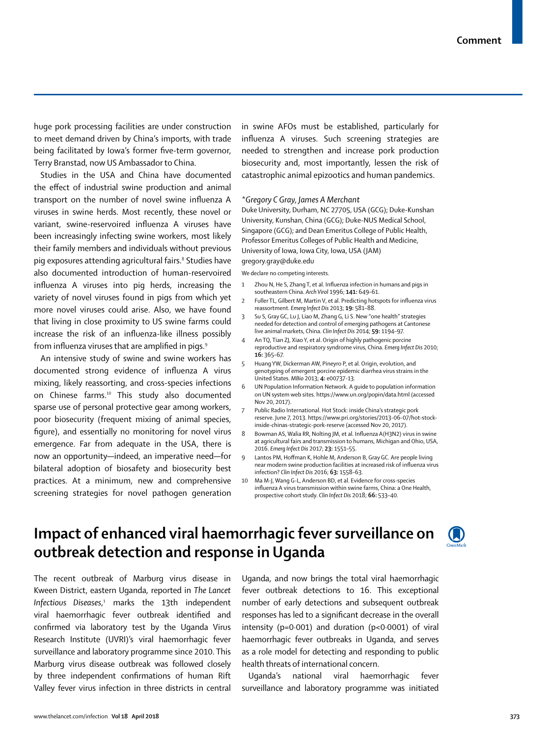huge pork processing facilities are under construction to meet demand driven by China's imports, with trade being facilitated by Iowa's former five-term governor, Terry Branstad, now US Ambassador to China.

Studies in the USA and China have documented the effect of industrial swine production and animal transport on the number of novel swine influenza A viruses in swine herds. Most recently, these novel or variant, swine-reservoired influenza A viruses have been increasingly infecting swine workers, most likely their family members and individuals without previous pig exposures attending agricultural fairs.[8] Studies have also documented introduction of human-reservoired influenza A viruses into pig herds, increasing the variety of novel viruses found in pigs from which yet more novel viruses could arise. Also, we have found that living in close proximity to US swine farms could increase the risk of an influenza-like illness possibly from influenza viruses that are amplified in pigs.[9]

An intensive study of swine and swine workers has documented strong evidence of influenza A virus mixing, likely reassorting, and cross-species infections on Chinese farms.[10] This study also documented sparse use of personal protective gear among workers, poor biosecurity (frequent mixing of animal species, figure), and essentially no monitoring for novel virus emergence. Far from adequate in the USA, there is now an opportunity—indeed, an imperative need—for bilateral adoption of biosafety and biosecurity best practices. At a minimum, new and comprehensive screening strategies for novel pathogen generation in swine AFOs must be established, particularly for influenza A viruses. Such screening strategies are needed to strengthen and increase pork production biosecurity and, most importantly, lessen the risk of catastrophic animal epizootics and human pandemics.

*Gregory C Gray, James A Merchant

Duke University, Durham, NC 27705, USA (GCG); Duke-Kunshan University, Kunshan, China (GCG); Duke-NUS Medical School, Singapore (GCG); and Dean Emeritus College of Public Health, Professor Emeritus Colleges of Public Health and Medicine, University of Iowa, Iowa City, Iowa, USA (JAM)
gregory.gray@duke.edu

We declare no competing interests.

1. Zhou N, He S, Zhang T, et al. Influenza infection in humans and pigs in southeastern China. *Arch Virol* 1996; **141:** 649–61.
2. Fuller TL, Gilbert M, Martin V, et al. Predicting hotspots for influenza virus reassortment. *Emerg Infect Dis* 2013; **19:** 581–88.
3. Su S, Gray GC, Lu J, Liao M, Zhang G, Li S. New "one health" strategies needed for detection and control of emerging pathogens at Cantonese live animal markets, China. *Clin Infect Dis* 2014; **59:** 1194–97.
4. An TQ, Tian ZJ, Xiao Y, et al. Origin of highly pathogenic porcine reproductive and respiratory syndrome virus, China. *Emerg Infect Dis* 2010; **16:** 365–67.
5. Huang YW, Dickerman AW, Pineyro P, et al. Origin, evolution, and genotyping of emergent porcine epidemic diarrhea virus strains in the United States. *MBio* 2013; **4:** e00737-13.
6. UN Population Information Network. A guide to population information on UN system web sites. https://www.un.org/popin/data.html (accessed Nov 20, 2017).
7. Public Radio International. Hot Stock: inside China's strategic pork reserve. June 7, 2013. https://www.pri.org/stories/2013-06-07/hot-stock-inside-chinas-strategic-pork-reserve (accessed Nov 20, 2017).
8. Bowman AS, Walia RR, Nolting JM, et al. Influenza A(H3N2) virus in swine at agricultural fairs and transmission to humans, Michigan and Ohio, USA, 2016. *Emerg Infect Dis* 2017; **23:** 1551–55.
9. Lantos PM, Hoffman K, Hohle M, Anderson B, Gray GC. Are people living near modern swine production facilities at increased risk of influenza virus infection? *Clin Infect Dis* 2016; **63:** 1558–63.
10. Ma M-J, Wang G-L, Anderson BD, et al. Evidence for cross-species influenza A virus transmission within swine farms, China: a One Health, prospective cohort study. *Clin Infect Dis* 2018; **66:** 533–40.

# Impact of enhanced viral haemorrhagic fever surveillance on outbreak detection and response in Uganda

The recent outbreak of Marburg virus disease in Kween District, eastern Uganda, reported in *The Lancet Infectious Diseases*,[1] marks the 13th independent viral haemorrhagic fever outbreak identified and confirmed via laboratory test by the Uganda Virus Research Institute (UVRI)'s viral haemorrhagic fever surveillance and laboratory programme since 2010. This Marburg virus disease outbreak was followed closely by three independent confirmations of human Rift Valley fever virus infection in three districts in central Uganda, and now brings the total viral haemorrhagic fever outbreak detections to 16. This exceptional number of early detections and subsequent outbreak responses has led to a significant decrease in the overall intensity ($p=0{\cdot}001$) and duration ($p<0{\cdot}0001$) of viral haemorrhagic fever outbreaks in Uganda, and serves as a role model for detecting and responding to public health threats of international concern.

Uganda's national viral haemorrhagic fever surveillance and laboratory programme was initiated